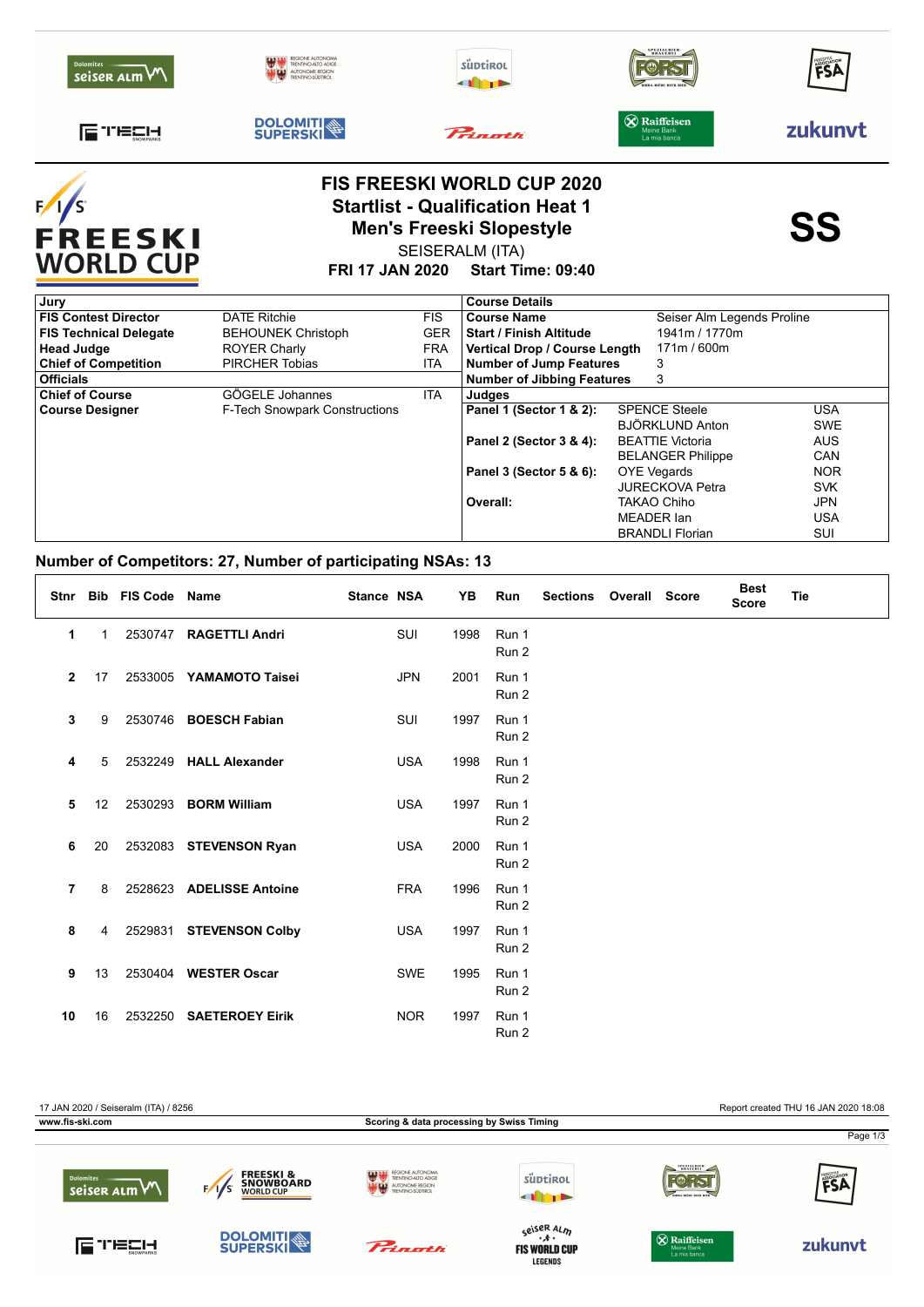# FIS FREESKI WORLD CUP 2020

## Startlist - Qualification Heat 1

## Men's Freeski Slopestyle

SEISERALM (ITA)

**FRI 17 JAN 2020 Start Time: 09:40**

**SS**

| Jury | | |
|---|---|---|
| **FIS Contest Director** | DATE Ritchie | FIS |
| **FIS Technical Delegate** | BEHOUNEK Christoph | GER |
| **Head Judge** | ROYER Charly | FRA |
| **Chief of Competition** | PIRCHER Tobias | ITA |
| **Officials** | | |
| **Chief of Course** | GÖGELE Johannes | ITA |
| **Course Designer** | F-Tech Snowpark Constructions | |

| Course Details | |
|---|---|
| **Course Name** | Seiser Alm Legends Proline |
| **Start / Finish Altitude** | 1941m / 1770m |
| **Vertical Drop / Course Length** | 171m / 600m |
| **Number of Jump Features** | 3 |
| **Number of Jibbing Features** | 3 |

| Judges | | |
|---|---|---|
| **Panel 1 (Sector 1 & 2):** | SPENCE Steele | USA |
| | BJÖRKLUND Anton | SWE |
| **Panel 2 (Sector 3 & 4):** | BEATTIE Victoria | AUS |
| | BELANGER Philippe | CAN |
| **Panel 3 (Sector 5 & 6):** | OYE Vegards | NOR |
| | JURECKOVA Petra | SVK |
| **Overall:** | TAKAO Chiho | JPN |
| | MEADER Ian | USA |
| | BRANDLI Florian | SUI |

## Number of Competitors: 27, Number of participating NSAs: 13

| Stnr | Bib | FIS Code | Name | Stance | NSA | YB | Run | Sections | Overall | Score | Best Score | Tie |
|---|---|---|---|---|---|---|---|---|---|---|---|---|
| 1 | 1 | 2530747 | **RAGETTLI Andri** | | SUI | 1998 | Run 1 | | | | | |
| | | | | | | | Run 2 | | | | | |
| 2 | 17 | 2533005 | **YAMAMOTO Taisei** | | JPN | 2001 | Run 1 | | | | | |
| | | | | | | | Run 2 | | | | | |
| 3 | 9 | 2530746 | **BOESCH Fabian** | | SUI | 1997 | Run 1 | | | | | |
| | | | | | | | Run 2 | | | | | |
| 4 | 5 | 2532249 | **HALL Alexander** | | USA | 1998 | Run 1 | | | | | |
| | | | | | | | Run 2 | | | | | |
| 5 | 12 | 2530293 | **BORM William** | | USA | 1997 | Run 1 | | | | | |
| | | | | | | | Run 2 | | | | | |
| 6 | 20 | 2532083 | **STEVENSON Ryan** | | USA | 2000 | Run 1 | | | | | |
| | | | | | | | Run 2 | | | | | |
| 7 | 8 | 2528623 | **ADELISSE Antoine** | | FRA | 1996 | Run 1 | | | | | |
| | | | | | | | Run 2 | | | | | |
| 8 | 4 | 2529831 | **STEVENSON Colby** | | USA | 1997 | Run 1 | | | | | |
| | | | | | | | Run 2 | | | | | |
| 9 | 13 | 2530404 | **WESTER Oscar** | | SWE | 1995 | Run 1 | | | | | |
| | | | | | | | Run 2 | | | | | |
| 10 | 16 | 2532250 | **SAETEROEY Eirik** | | NOR | 1997 | Run 1 | | | | | |
| | | | | | | | Run 2 | | | | | |

17 JAN 2020 / Seiseralm (ITA) / 8256 — Report created THU 16 JAN 2020 18:08

www.fis-ski.com — Scoring & data processing by Swiss Timing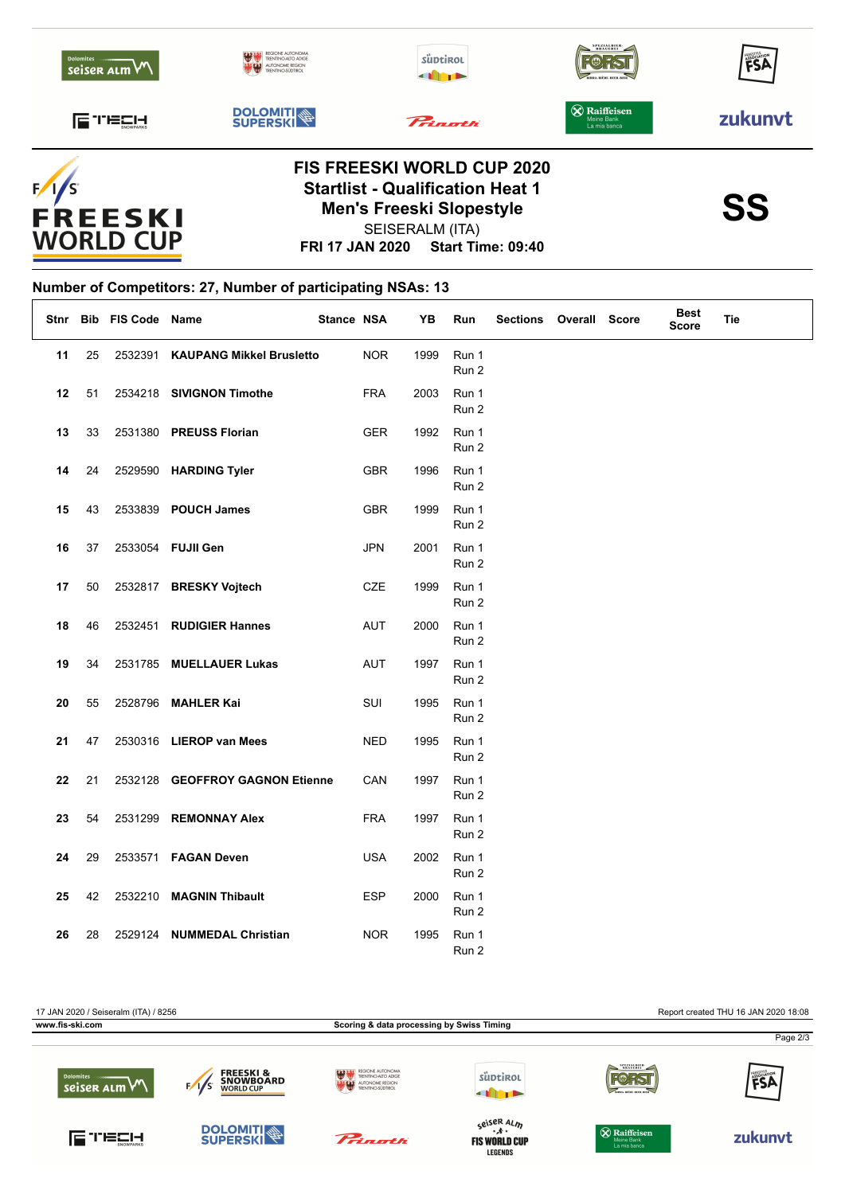# FIS FREESKI WORLD CUP 2020

## Startlist - Qualification Heat 1

## Men's Freeski Slopestyle

SEISERALM (ITA)

**FRI 17 JAN 2020 Start Time: 09:40**

**SS**

**Number of Competitors: 27, Number of participating NSAs: 13**

| Stnr | Bib | FIS Code | Name | Stance | NSA | YB | Run | Sections | Overall | Score | Best Score | Tie |
|---|---|---|---|---|---|---|---|---|---|---|---|---|
| 11 | 25 | 2532391 | **KAUPANG Mikkel Brusletto** | | NOR | 1999 | Run 1<br>Run 2 | | | | | |
| 12 | 51 | 2534218 | **SIVIGNON Timothe** | | FRA | 2003 | Run 1<br>Run 2 | | | | | |
| 13 | 33 | 2531380 | **PREUSS Florian** | | GER | 1992 | Run 1<br>Run 2 | | | | | |
| 14 | 24 | 2529590 | **HARDING Tyler** | | GBR | 1996 | Run 1<br>Run 2 | | | | | |
| 15 | 43 | 2533839 | **POUCH James** | | GBR | 1999 | Run 1<br>Run 2 | | | | | |
| 16 | 37 | 2533054 | **FUJII Gen** | | JPN | 2001 | Run 1<br>Run 2 | | | | | |
| 17 | 50 | 2532817 | **BRESKY Vojtech** | | CZE | 1999 | Run 1<br>Run 2 | | | | | |
| 18 | 46 | 2532451 | **RUDIGIER Hannes** | | AUT | 2000 | Run 1<br>Run 2 | | | | | |
| 19 | 34 | 2531785 | **MUELLAUER Lukas** | | AUT | 1997 | Run 1<br>Run 2 | | | | | |
| 20 | 55 | 2528796 | **MAHLER Kai** | | SUI | 1995 | Run 1<br>Run 2 | | | | | |
| 21 | 47 | 2530316 | **LIEROP van Mees** | | NED | 1995 | Run 1<br>Run 2 | | | | | |
| 22 | 21 | 2532128 | **GEOFFROY GAGNON Etienne** | | CAN | 1997 | Run 1<br>Run 2 | | | | | |
| 23 | 54 | 2531299 | **REMONNAY Alex** | | FRA | 1997 | Run 1<br>Run 2 | | | | | |
| 24 | 29 | 2533571 | **FAGAN Deven** | | USA | 2002 | Run 1<br>Run 2 | | | | | |
| 25 | 42 | 2532210 | **MAGNIN Thibault** | | ESP | 2000 | Run 1<br>Run 2 | | | | | |
| 26 | 28 | 2529124 | **NUMMEDAL Christian** | | NOR | 1995 | Run 1<br>Run 2 | | | | | |

17 JAN 2020 / Seiseralm (ITA) / 8256 | Report created THU 16 JAN 2020 18:08

www.fis-ski.com | Scoring & data processing by Swiss Timing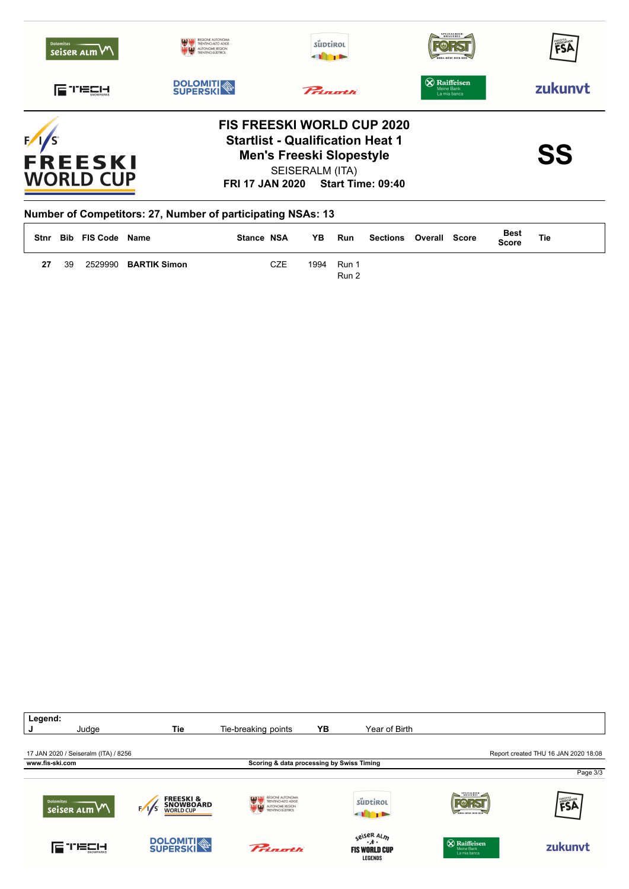# FIS FREESKI WORLD CUP 2020

## Startlist - Qualification Heat 1

## Men's Freeski Slopestyle

SEISERALM (ITA)

**FRI 17 JAN 2020 Start Time: 09:40**

**SS**

**Number of Competitors: 27, Number of participating NSAs: 13**

| Stnr | Bib | FIS Code | Name | Stance | NSA | YB | Run | Sections | Overall | Score | Best Score | Tie |
|---|---|---|---|---|---|---|---|---|---|---|---|---|
| 27 | 39 | 2529990 | **BARTIK Simon** | | CZE | 1994 | Run 1<br>Run 2 | | | | | |

**Legend:**

| | | | | | |
|---|---|---|---|---|---|
| **J** | Judge | **Tie** | Tie-breaking points | **YB** | Year of Birth |

17 JAN 2020 / Seiseralm (ITA) / 8256

Report created THU 16 JAN 2020 18:08

**www.fis-ski.com**

**Scoring & data processing by Swiss Timing**